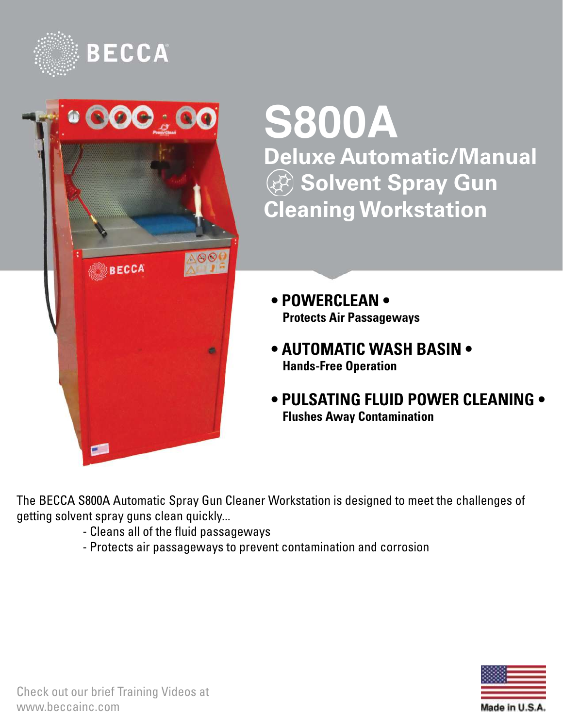BECCA®

# S800A

## Deluxe Automatic/Manual Solvent Spray Gun Cleaning Workstation

- **POWERCLEAN •**
  **Protects Air Passageways**
- **AUTOMATIC WASH BASIN •**
  **Hands-Free Operation**
- **PULSATING FLUID POWER CLEANING •**
  **Flushes Away Contamination**

The BECCA S800A Automatic Spray Gun Cleaner Workstation is designed to meet the challenges of getting solvent spray guns clean quickly...

- Cleans all of the fluid passageways
- Protects air passageways to prevent contamination and corrosion

Check out our brief Training Videos at www.beccainc.com

Made in U.S.A.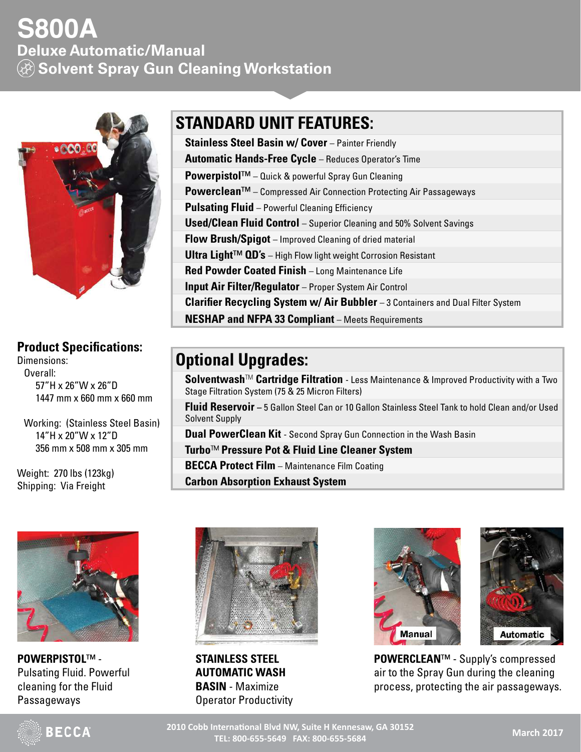# S800A

## Deluxe Automatic/Manual Solvent Spray Gun Cleaning Workstation

## STANDARD UNIT FEATURES:

- **Stainless Steel Basin w/ Cover** – Painter Friendly
- **Automatic Hands-Free Cycle** – Reduces Operator's Time
- **Powerpistol™** – Quick & powerful Spray Gun Cleaning
- **Powerclean™** – Compressed Air Connection Protecting Air Passageways
- **Pulsating Fluid** – Powerful Cleaning Efficiency
- **Used/Clean Fluid Control** – Superior Cleaning and 50% Solvent Savings
- **Flow Brush/Spigot** – Improved Cleaning of dried material
- **Ultra Light™ QD's** – High Flow light weight Corrosion Resistant
- **Red Powder Coated Finish** – Long Maintenance Life
- **Input Air Filter/Regulator** – Proper System Air Control
- **Clarifier Recycling System w/ Air Bubbler** – 3 Containers and Dual Filter System
- **NESHAP and NFPA 33 Compliant** – Meets Requirements

## Product Specifications:

Dimensions:

Overall:
57"H x 26"W x 26"D
1447 mm x 660 mm x 660 mm

Working: (Stainless Steel Basin)
14"H x 20"W x 12"D
356 mm x 508 mm x 305 mm

Weight: 270 lbs (123kg)
Shipping: Via Freight

## Optional Upgrades:

- **Solventwash™ Cartridge Filtration** - Less Maintenance & Improved Productivity with a Two Stage Filtration System (75 & 25 Micron Filters)
- **Fluid Reservoir** – 5 Gallon Steel Can or 10 Gallon Stainless Steel Tank to hold Clean and/or Used Solvent Supply
- **Dual PowerClean Kit** - Second Spray Gun Connection in the Wash Basin
- **Turbo™ Pressure Pot & Fluid Line Cleaner System**
- **BECCA Protect Film** – Maintenance Film Coating
- **Carbon Absorption Exhaust System**

**POWERPISTOL™** - Pulsating Fluid. Powerful cleaning for the Fluid Passageways

**STAINLESS STEEL AUTOMATIC WASH BASIN** - Maximize Operator Productivity

Manual

Automatic

**POWERCLEAN™** - Supply's compressed air to the Spray Gun during the cleaning process, protecting the air passageways.

BECCA

2010 Cobb International Blvd NW, Suite H Kennesaw, GA 30152
TEL: 800-655-5649 FAX: 800-655-5684

March 2017